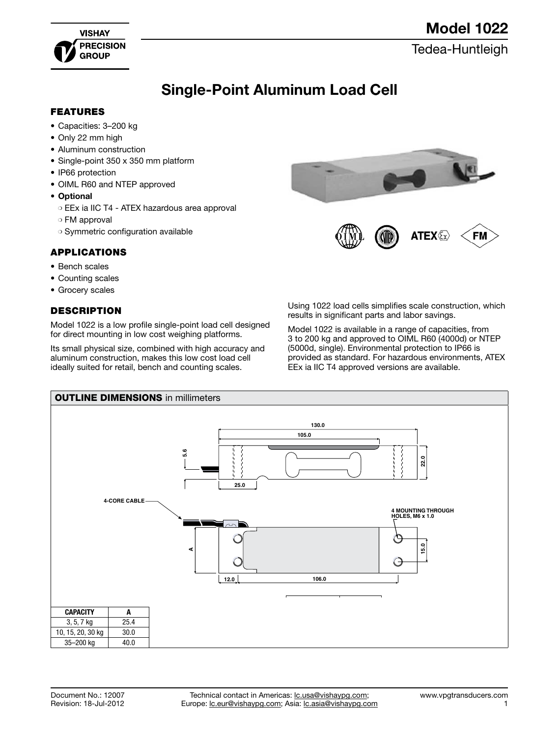# Model 1022

Tedea-Huntleigh

## Single-Point Aluminum Load Cell

### FEATURES

- Capacities: 3–200 kg
- Only 22 mm high
- Aluminum construction
- Single-point 350 x 350 mm platform
- IP66 protection
- OIML R60 and NTEP approved
- **Optional**
  - EEx ia IIC T4 - ATEX hazardous area approval
  - FM approval
  - Symmetric configuration available

### APPLICATIONS

- Bench scales
- Counting scales
- Grocery scales

### DESCRIPTION

Model 1022 is a low profile single-point load cell designed for direct mounting in low cost weighing platforms.

Its small physical size, combined with high accuracy and aluminum construction, makes this low cost load cell ideally suited for retail, bench and counting scales.

Using 1022 load cells simplifies scale construction, which results in significant parts and labor savings.

Model 1022 is available in a range of capacities, from 3 to 200 kg and approved to OIML R60 (4000d) or NTEP (5000d, single). Environmental protection to IP66 is provided as standard. For hazardous environments, ATEX EEx ia IIC T4 approved versions are available.

### OUTLINE DIMENSIONS in millimeters

130.0
105.0
5.6
22.0
25.0
4-CORE CABLE
4 MOUNTING THROUGH HOLES, M6 x 1.0
A
15.0
12.0
106.0

| CAPACITY | A |
|---|---|
| 3, 5, 7 kg | 25.4 |
| 10, 15, 20, 30 kg | 30.0 |
| 35–200 kg | 40.0 |

Document No.: 12007
Revision: 18-Jul-2012

Technical contact in Americas: lc.usa@vishaypg.com; Europe: lc.eur@vishaypg.com; Asia: lc.asia@vishaypg.com

www.vpgtransducers.com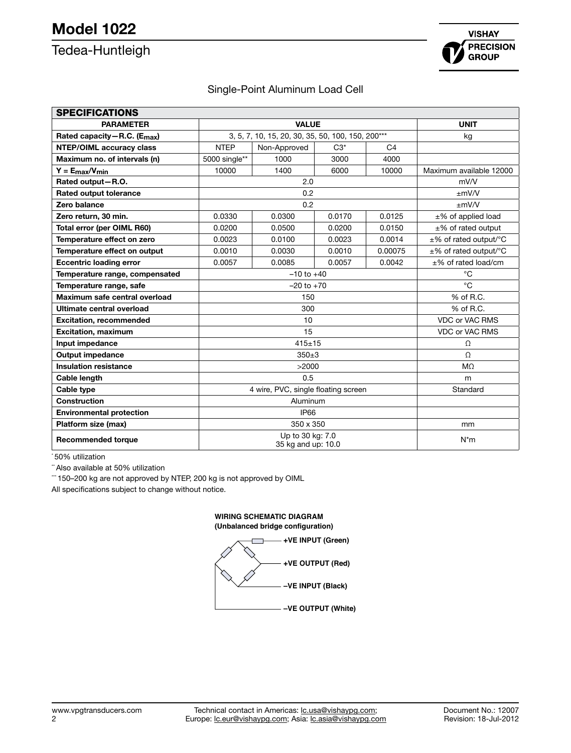# Model 1022

## Tedea-Huntleigh

Single-Point Aluminum Load Cell

| SPECIFICATIONS | | | | | |
|---|---|---|---|---|---|
| **PARAMETER** | **VALUE** | | | | **UNIT** |
| **Rated capacity—R.C. ($E_{max}$)** | 3, 5, 7, 10, 15, 20, 30, 35, 50, 100, 150, 200*** | | | | kg |
| **NTEP/OIML accuracy class** | NTEP | Non-Approved | C3* | C4 | |
| **Maximum no. of intervals (n)** | 5000 single** | 1000 | 3000 | 4000 | |
| **$Y = E_{max}/V_{min}$** | 10000 | 1400 | 6000 | 10000 | Maximum available 12000 |
| **Rated output—R.O.** | 2.0 | | | | mV/V |
| **Rated output tolerance** | 0.2 | | | | ±mV/V |
| **Zero balance** | 0.2 | | | | ±mV/V |
| **Zero return, 30 min.** | 0.0330 | 0.0300 | 0.0170 | 0.0125 | ±% of applied load |
| **Total error (per OIML R60)** | 0.0200 | 0.0500 | 0.0200 | 0.0150 | ±% of rated output |
| **Temperature effect on zero** | 0.0023 | 0.0100 | 0.0023 | 0.0014 | ±% of rated output/°C |
| **Temperature effect on output** | 0.0010 | 0.0030 | 0.0010 | 0.00075 | ±% of rated output/°C |
| **Eccentric loading error** | 0.0057 | 0.0085 | 0.0057 | 0.0042 | ±% of rated load/cm |
| **Temperature range, compensated** | –10 to +40 | | | | °C |
| **Temperature range, safe** | –20 to +70 | | | | °C |
| **Maximum safe central overload** | 150 | | | | % of R.C. |
| **Ultimate central overload** | 300 | | | | % of R.C. |
| **Excitation, recommended** | 10 | | | | VDC or VAC RMS |
| **Excitation, maximum** | 15 | | | | VDC or VAC RMS |
| **Input impedance** | 415±15 | | | | Ω |
| **Output impedance** | 350±3 | | | | Ω |
| **Insulation resistance** | >2000 | | | | MΩ |
| **Cable length** | 0.5 | | | | m |
| **Cable type** | 4 wire, PVC, single floating screen | | | | Standard |
| **Construction** | Aluminum | | | | |
| **Environmental protection** | IP66 | | | | |
| **Platform size (max)** | 350 x 350 | | | | mm |
| **Recommended torque** | Up to 30 kg: 7.0<br>35 kg and up: 10.0 | | | | N*m |

* 50% utilization

** Also available at 50% utilization

*** 150–200 kg are not approved by NTEP, 200 kg is not approved by OIML

All specifications subject to change without notice.

**WIRING SCHEMATIC DIAGRAM**
**(Unbalanced bridge configuration)**

+VE INPUT (Green)

+VE OUTPUT (Red)

–VE INPUT (Black)

–VE OUTPUT (White)

Technical contact in Americas: lc.usa@vishaypg.com; Europe: lc.eur@vishaypg.com; Asia: lc.asia@vishaypg.com

Document No.: 12007
Revision: 18-Jul-2012